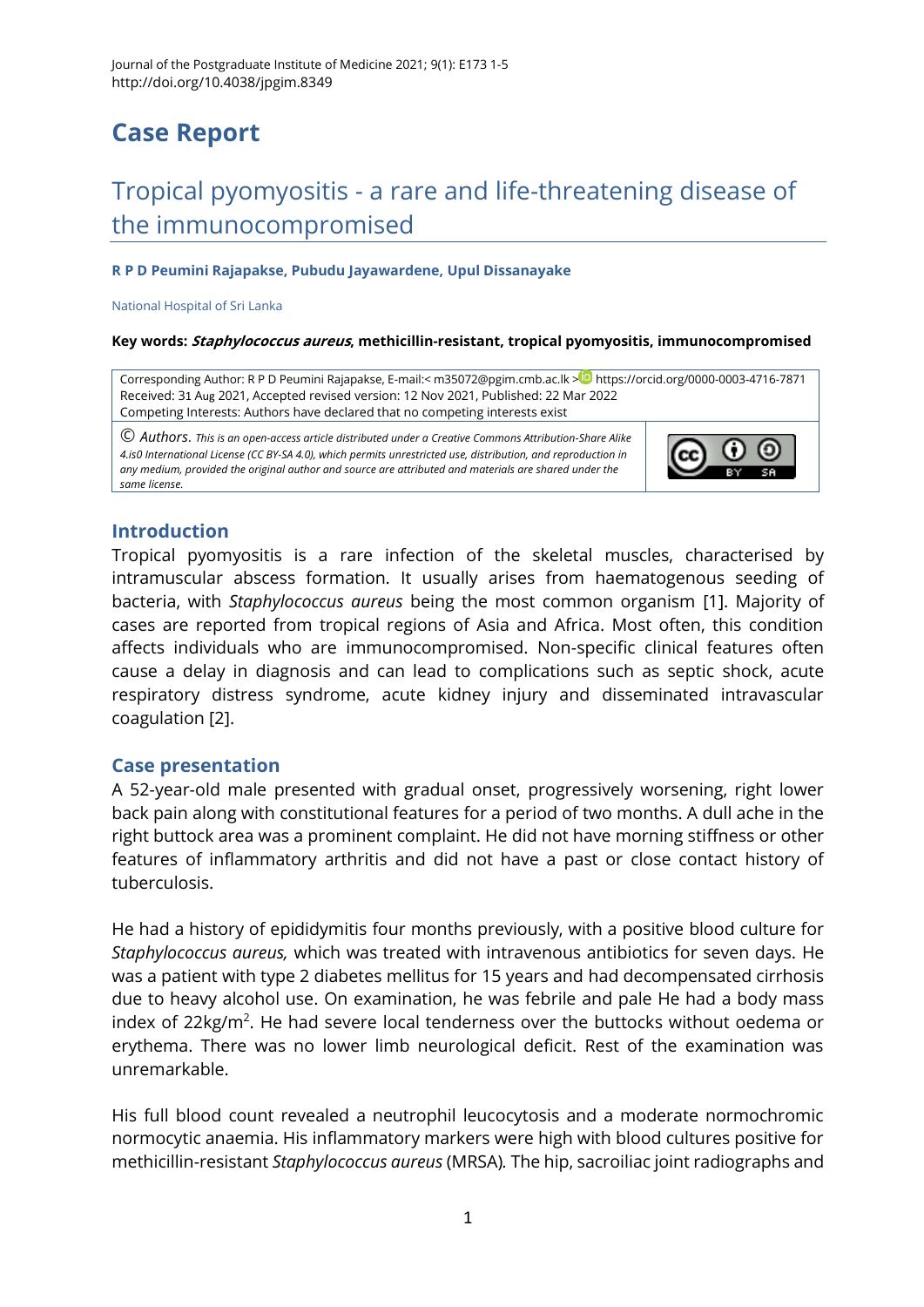# Case Report

## Tropical pyomyositis - a rare and life-threatening disease of the immunocompromised

**R P D Peumini Rajapakse, Pubudu Jayawardene, Upul Dissanayake**

National Hospital of Sri Lanka

**Key words: *Staphylococcus aureus*, methicillin-resistant, tropical pyomyositis, immunocompromised**

Corresponding Author: R P D Peumini Rajapakse, E-mail:< m35072@pgim.cmb.ac.lk > https://orcid.org/0000-0003-4716-7871
Received: 31 Aug 2021, Accepted revised version: 12 Nov 2021, Published: 22 Mar 2022
Competing Interests: Authors have declared that no competing interests exist

© *Authors. This is an open-access article distributed under a Creative Commons Attribution-Share Alike 4.is0 International License (CC BY-SA 4.0), which permits unrestricted use, distribution, and reproduction in any medium, provided the original author and source are attributed and materials are shared under the same license.*

## Introduction

Tropical pyomyositis is a rare infection of the skeletal muscles, characterised by intramuscular abscess formation. It usually arises from haematogenous seeding of bacteria, with *Staphylococcus aureus* being the most common organism [1]. Majority of cases are reported from tropical regions of Asia and Africa. Most often, this condition affects individuals who are immunocompromised. Non-specific clinical features often cause a delay in diagnosis and can lead to complications such as septic shock, acute respiratory distress syndrome, acute kidney injury and disseminated intravascular coagulation [2].

## Case presentation

A 52-year-old male presented with gradual onset, progressively worsening, right lower back pain along with constitutional features for a period of two months. A dull ache in the right buttock area was a prominent complaint. He did not have morning stiffness or other features of inflammatory arthritis and did not have a past or close contact history of tuberculosis.

He had a history of epididymitis four months previously, with a positive blood culture for *Staphylococcus aureus,* which was treated with intravenous antibiotics for seven days. He was a patient with type 2 diabetes mellitus for 15 years and had decompensated cirrhosis due to heavy alcohol use. On examination, he was febrile and pale He had a body mass index of 22kg/m$^2$. He had severe local tenderness over the buttocks without oedema or erythema. There was no lower limb neurological deficit. Rest of the examination was unremarkable.

His full blood count revealed a neutrophil leucocytosis and a moderate normochromic normocytic anaemia. His inflammatory markers were high with blood cultures positive for methicillin-resistant *Staphylococcus aureus* (MRSA)*.* The hip, sacroiliac joint radiographs and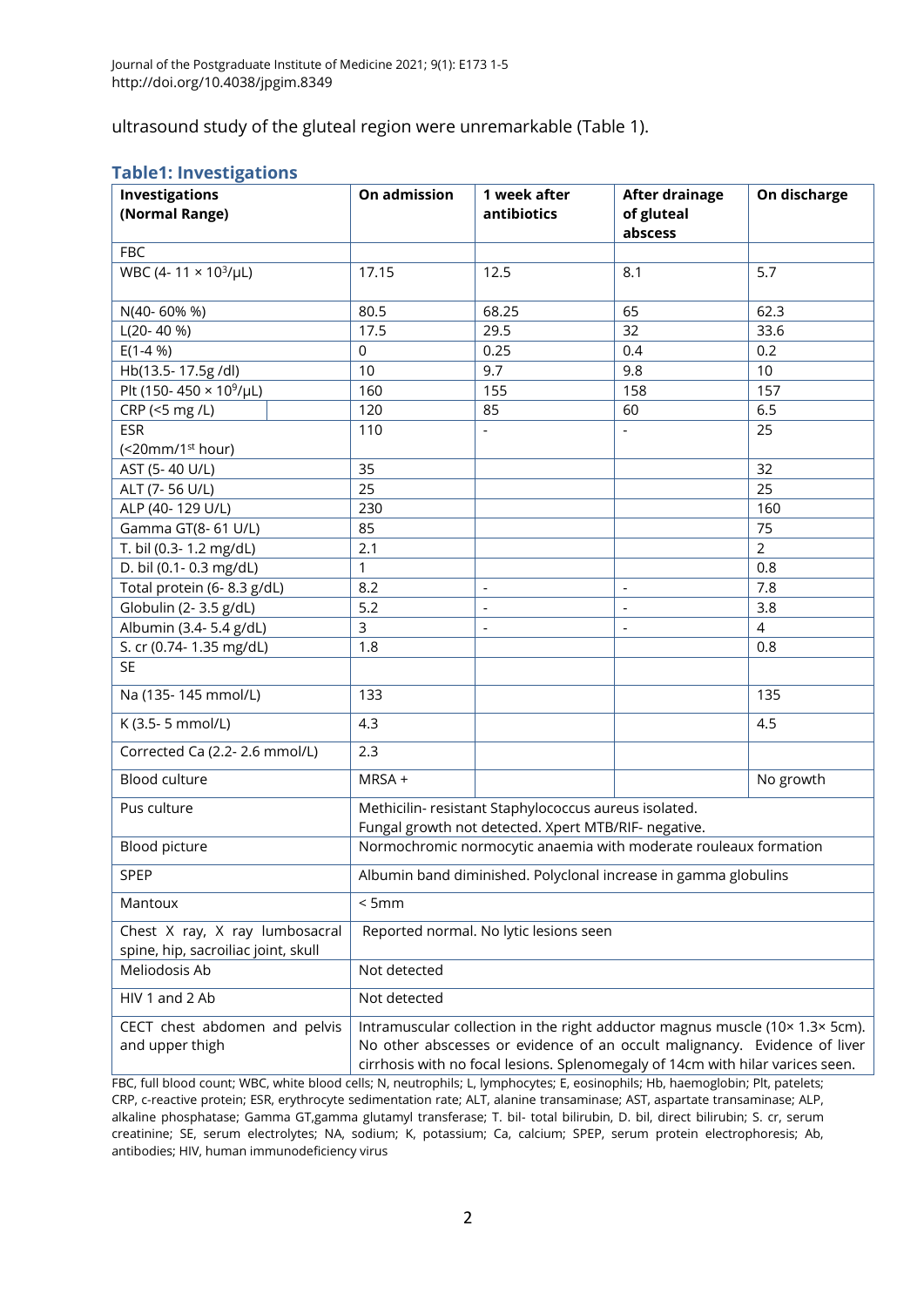ultrasound study of the gluteal region were unremarkable (Table 1).

### Table1: Investigations

| Investigations (Normal Range) | On admission | 1 week after antibiotics | After drainage of gluteal abscess | On discharge |
|---|---|---|---|---|
| FBC | | | | |
| WBC (4- 11 × $10^3$/μL) | 17.15 | 12.5 | 8.1 | 5.7 |
| N(40- 60% %) | 80.5 | 68.25 | 65 | 62.3 |
| L(20- 40 %) | 17.5 | 29.5 | 32 | 33.6 |
| E(1-4 %) | 0 | 0.25 | 0.4 | 0.2 |
| Hb(13.5- 17.5g /dl) | 10 | 9.7 | 9.8 | 10 |
| Plt (150- 450 × $10^9$/μL) | 160 | 155 | 158 | 157 |
| CRP (<5 mg /L) | 120 | 85 | 60 | 6.5 |
| ESR (<20mm/1st hour) | 110 | - | - | 25 |
| AST (5- 40 U/L) | 35 | | | 32 |
| ALT (7- 56 U/L) | 25 | | | 25 |
| ALP (40- 129 U/L) | 230 | | | 160 |
| Gamma GT(8- 61 U/L) | 85 | | | 75 |
| T. bil (0.3- 1.2 mg/dL) | 2.1 | | | 2 |
| D. bil (0.1- 0.3 mg/dL) | 1 | | | 0.8 |
| Total protein (6- 8.3 g/dL) | 8.2 | - | - | 7.8 |
| Globulin (2- 3.5 g/dL) | 5.2 | - | - | 3.8 |
| Albumin (3.4- 5.4 g/dL) | 3 | - | - | 4 |
| S. cr (0.74- 1.35 mg/dL) | 1.8 | | | 0.8 |
| SE | | | | |
| Na (135- 145 mmol/L) | 133 | | | 135 |
| K (3.5- 5 mmol/L) | 4.3 | | | 4.5 |
| Corrected Ca (2.2- 2.6 mmol/L) | 2.3 | | | |
| Blood culture | MRSA + | | | No growth |
| Pus culture | Methicilin- resistant Staphylococcus aureus isolated. Fungal growth not detected. Xpert MTB/RIF- negative. | | | |
| Blood picture | Normochromic normocytic anaemia with moderate rouleaux formation | | | |
| SPEP | Albumin band diminished. Polyclonal increase in gamma globulins | | | |
| Mantoux | < 5mm | | | |
| Chest X ray, X ray lumbosacral spine, hip, sacroiliac joint, skull | Reported normal. No lytic lesions seen | | | |
| Meliodosis Ab | Not detected | | | |
| HIV 1 and 2 Ab | Not detected | | | |
| CECT chest abdomen and pelvis and upper thigh | Intramuscular collection in the right adductor magnus muscle (10× 1.3× 5cm). No other abscesses or evidence of an occult malignancy. Evidence of liver cirrhosis with no focal lesions. Splenomegaly of 14cm with hilar varices seen. | | | |

FBC, full blood count; WBC, white blood cells; N, neutrophils; L, lymphocytes; E, eosinophils; Hb, haemoglobin; Plt, patelets; CRP, c-reactive protein; ESR, erythrocyte sedimentation rate; ALT, alanine transaminase; AST, aspartate transaminase; ALP, alkaline phosphatase; Gamma GT,gamma glutamyl transferase; T. bil- total bilirubin, D. bil, direct bilirubin; S. cr, serum creatinine; SE, serum electrolytes; NA, sodium; K, potassium; Ca, calcium; SPEP, serum protein electrophoresis; Ab, antibodies; HIV, human immunodeficiency virus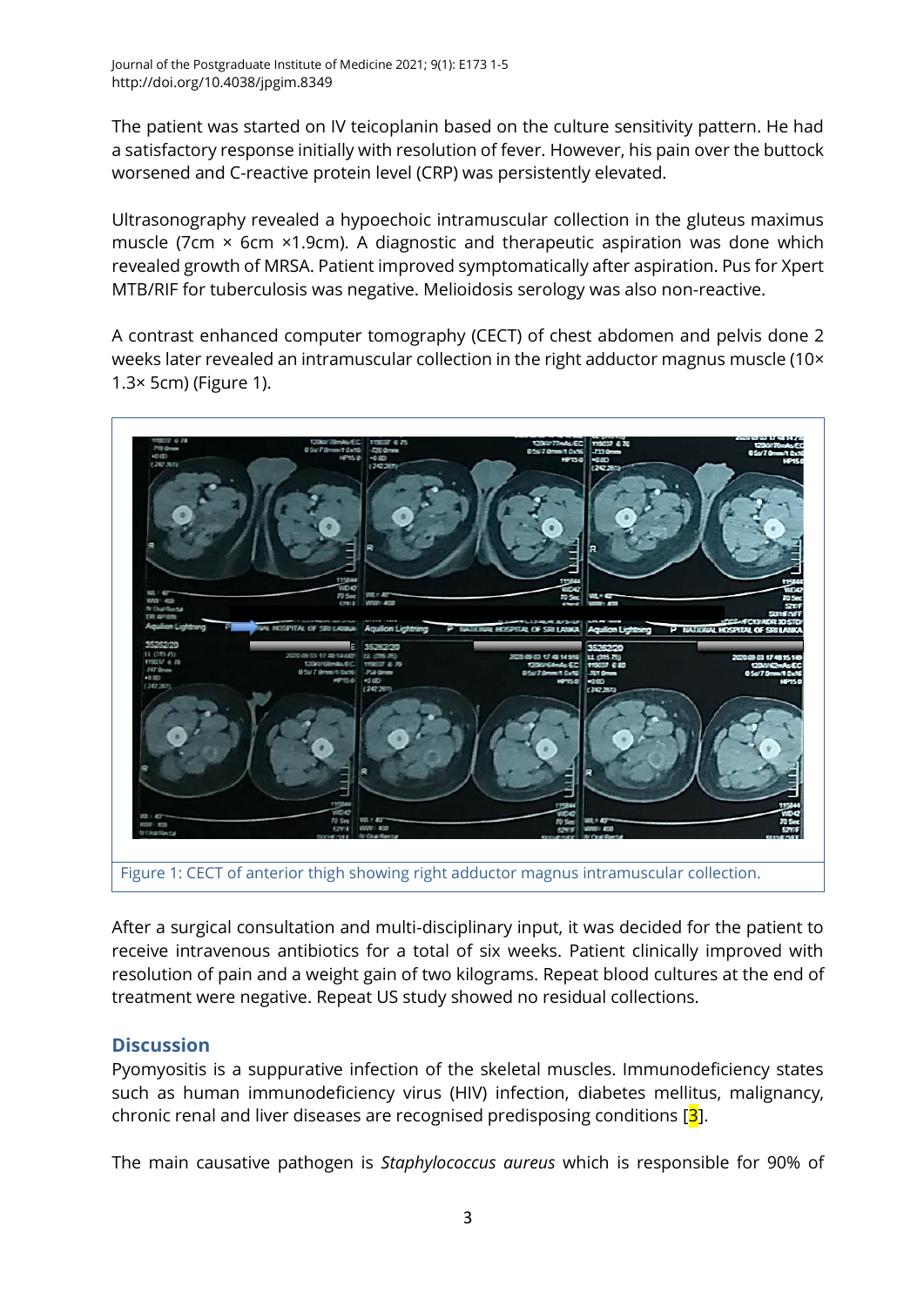The patient was started on IV teicoplanin based on the culture sensitivity pattern. He had a satisfactory response initially with resolution of fever. However, his pain over the buttock worsened and C-reactive protein level (CRP) was persistently elevated.

Ultrasonography revealed a hypoechoic intramuscular collection in the gluteus maximus muscle (7cm × 6cm ×1.9cm). A diagnostic and therapeutic aspiration was done which revealed growth of MRSA. Patient improved symptomatically after aspiration. Pus for Xpert MTB/RIF for tuberculosis was negative. Melioidosis serology was also non-reactive.

A contrast enhanced computer tomography (CECT) of chest abdomen and pelvis done 2 weeks later revealed an intramuscular collection in the right adductor magnus muscle (10× 1.3× 5cm) (Figure 1).

Figure 1: CECT of anterior thigh showing right adductor magnus intramuscular collection.

After a surgical consultation and multi-disciplinary input, it was decided for the patient to receive intravenous antibiotics for a total of six weeks. Patient clinically improved with resolution of pain and a weight gain of two kilograms. Repeat blood cultures at the end of treatment were negative. Repeat US study showed no residual collections.

## Discussion

Pyomyositis is a suppurative infection of the skeletal muscles. Immunodeficiency states such as human immunodeficiency virus (HIV) infection, diabetes mellitus, malignancy, chronic renal and liver diseases are recognised predisposing conditions [3].

The main causative pathogen is *Staphylococcus aureus* which is responsible for 90% of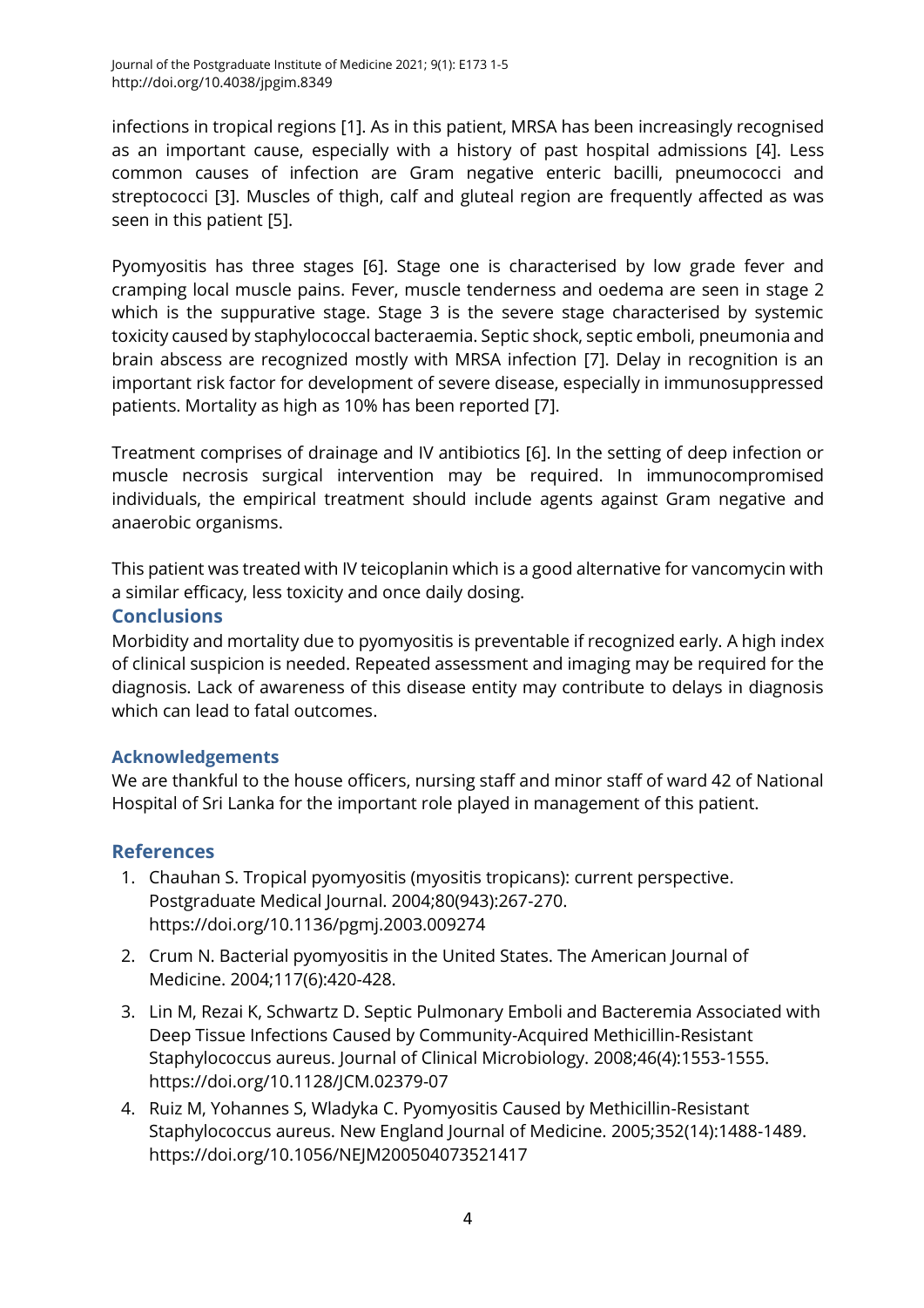infections in tropical regions [1]. As in this patient, MRSA has been increasingly recognised as an important cause, especially with a history of past hospital admissions [4]. Less common causes of infection are Gram negative enteric bacilli, pneumococci and streptococci [3]. Muscles of thigh, calf and gluteal region are frequently affected as was seen in this patient [5].

Pyomyositis has three stages [6]. Stage one is characterised by low grade fever and cramping local muscle pains. Fever, muscle tenderness and oedema are seen in stage 2 which is the suppurative stage. Stage 3 is the severe stage characterised by systemic toxicity caused by staphylococcal bacteraemia. Septic shock, septic emboli, pneumonia and brain abscess are recognized mostly with MRSA infection [7]. Delay in recognition is an important risk factor for development of severe disease, especially in immunosuppressed patients. Mortality as high as 10% has been reported [7].

Treatment comprises of drainage and IV antibiotics [6]. In the setting of deep infection or muscle necrosis surgical intervention may be required. In immunocompromised individuals, the empirical treatment should include agents against Gram negative and anaerobic organisms.

This patient was treated with IV teicoplanin which is a good alternative for vancomycin with a similar efficacy, less toxicity and once daily dosing.

## Conclusions

Morbidity and mortality due to pyomyositis is preventable if recognized early. A high index of clinical suspicion is needed. Repeated assessment and imaging may be required for the diagnosis. Lack of awareness of this disease entity may contribute to delays in diagnosis which can lead to fatal outcomes.

## Acknowledgements

We are thankful to the house officers, nursing staff and minor staff of ward 42 of National Hospital of Sri Lanka for the important role played in management of this patient.

## References

1. Chauhan S. Tropical pyomyositis (myositis tropicans): current perspective. Postgraduate Medical Journal. 2004;80(943):267-270. https://doi.org/10.1136/pgmj.2003.009274
2. Crum N. Bacterial pyomyositis in the United States. The American Journal of Medicine. 2004;117(6):420-428.
3. Lin M, Rezai K, Schwartz D. Septic Pulmonary Emboli and Bacteremia Associated with Deep Tissue Infections Caused by Community-Acquired Methicillin-Resistant Staphylococcus aureus. Journal of Clinical Microbiology. 2008;46(4):1553-1555. https://doi.org/10.1128/JCM.02379-07
4. Ruiz M, Yohannes S, Wladyka C. Pyomyositis Caused by Methicillin-Resistant Staphylococcus aureus. New England Journal of Medicine. 2005;352(14):1488-1489. https://doi.org/10.1056/NEJM200504073521417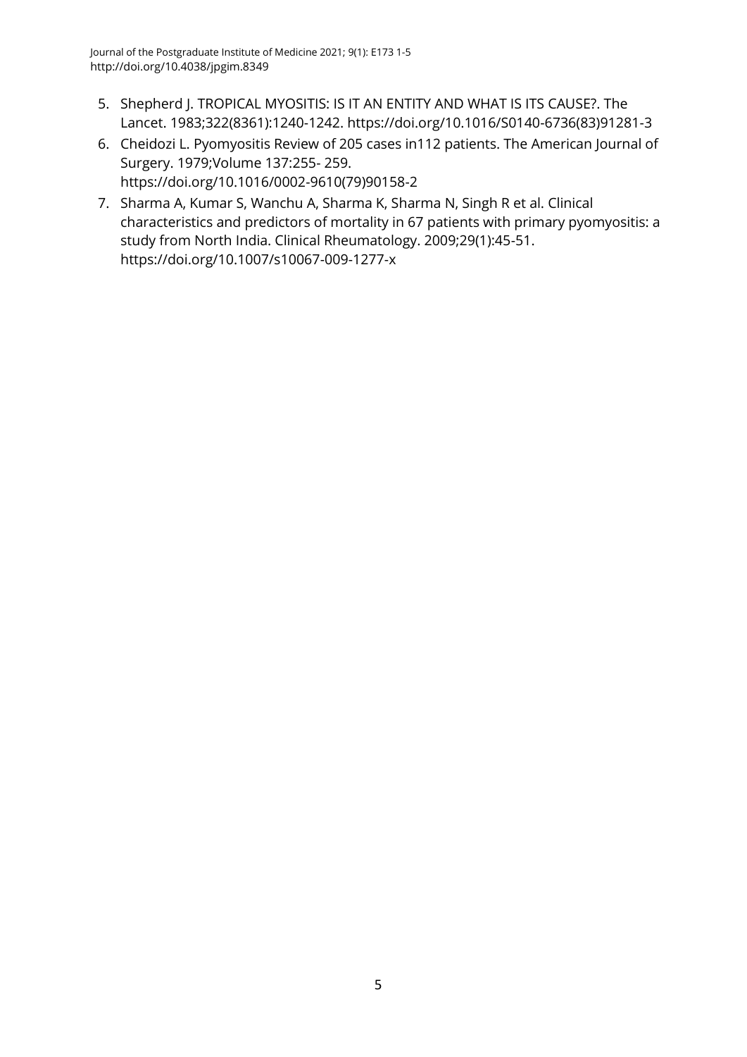5. Shepherd J. TROPICAL MYOSITIS: IS IT AN ENTITY AND WHAT IS ITS CAUSE?. The Lancet. 1983;322(8361):1240-1242. https://doi.org/10.1016/S0140-6736(83)91281-3
6. Cheidozi L. Pyomyositis Review of 205 cases in112 patients. The American Journal of Surgery. 1979;Volume 137:255- 259. https://doi.org/10.1016/0002-9610(79)90158-2
7. Sharma A, Kumar S, Wanchu A, Sharma K, Sharma N, Singh R et al. Clinical characteristics and predictors of mortality in 67 patients with primary pyomyositis: a study from North India. Clinical Rheumatology. 2009;29(1):45-51. https://doi.org/10.1007/s10067-009-1277-x